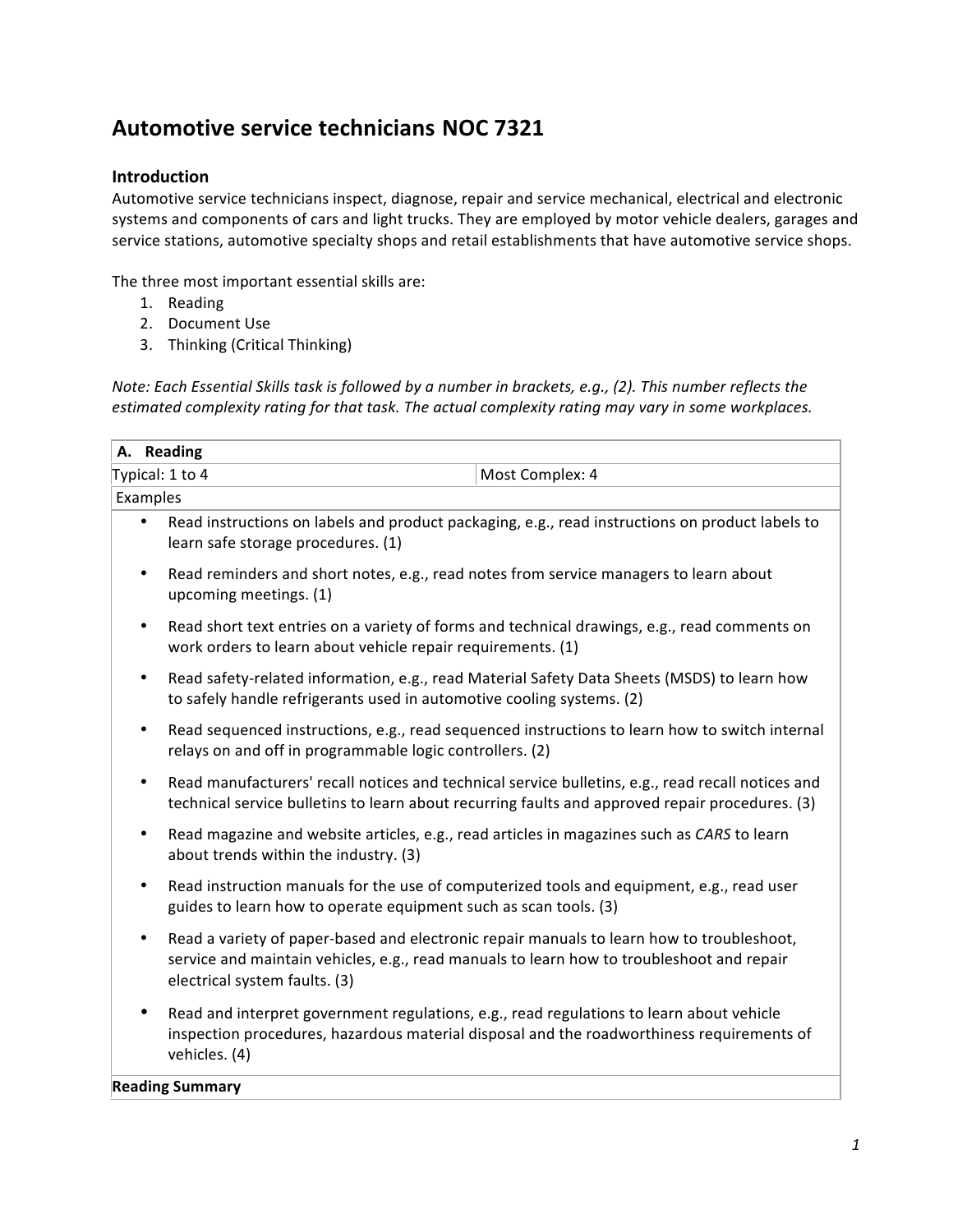# Automotive service technicians NOC 7321

## Introduction

Automotive service technicians inspect, diagnose, repair and service mechanical, electrical and electronic systems and components of cars and light trucks. They are employed by motor vehicle dealers, garages and service stations, automotive specialty shops and retail establishments that have automotive service shops.

The three most important essential skills are:

1. Reading
2. Document Use
3. Thinking (Critical Thinking)

*Note: Each Essential Skills task is followed by a number in brackets, e.g., (2). This number reflects the estimated complexity rating for that task. The actual complexity rating may vary in some workplaces.*

| **A. Reading** | |
|---|---|
| Typical: 1 to 4 | Most Complex: 4 |
| Examples | |

- Read instructions on labels and product packaging, e.g., read instructions on product labels to learn safe storage procedures. (1)
- Read reminders and short notes, e.g., read notes from service managers to learn about upcoming meetings. (1)
- Read short text entries on a variety of forms and technical drawings, e.g., read comments on work orders to learn about vehicle repair requirements. (1)
- Read safety-related information, e.g., read Material Safety Data Sheets (MSDS) to learn how to safely handle refrigerants used in automotive cooling systems. (2)
- Read sequenced instructions, e.g., read sequenced instructions to learn how to switch internal relays on and off in programmable logic controllers. (2)
- Read manufacturers' recall notices and technical service bulletins, e.g., read recall notices and technical service bulletins to learn about recurring faults and approved repair procedures. (3)
- Read magazine and website articles, e.g., read articles in magazines such as *CARS* to learn about trends within the industry. (3)
- Read instruction manuals for the use of computerized tools and equipment, e.g., read user guides to learn how to operate equipment such as scan tools. (3)
- Read a variety of paper-based and electronic repair manuals to learn how to troubleshoot, service and maintain vehicles, e.g., read manuals to learn how to troubleshoot and repair electrical system faults. (3)
- Read and interpret government regulations, e.g., read regulations to learn about vehicle inspection procedures, hazardous material disposal and the roadworthiness requirements of vehicles. (4)

**Reading Summary**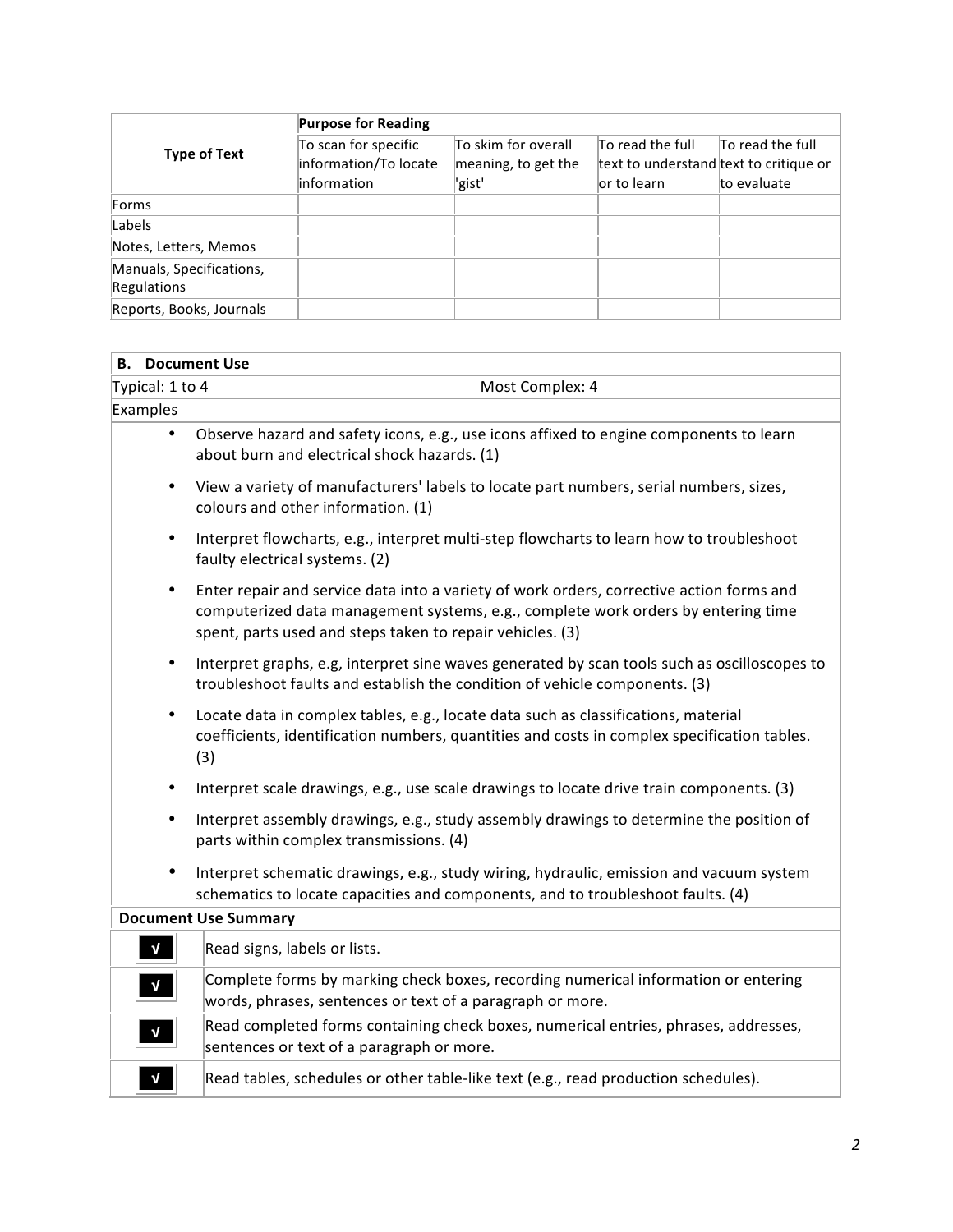| Type of Text | Purpose for Reading | | | |
|---|---|---|---|---|
| | To scan for specific information/To locate information | To skim for overall meaning, to get the 'gist' | To read the full text to understand or to learn | To read the full text to critique or to evaluate |
| Forms | | | | |
| Labels | | | | |
| Notes, Letters, Memos | | | | |
| Manuals, Specifications, Regulations | | | | |
| Reports, Books, Journals | | | | |

## B. Document Use

| Typical: 1 to 4 | Most Complex: 4 |
|---|---|

Examples

- Observe hazard and safety icons, e.g., use icons affixed to engine components to learn about burn and electrical shock hazards. (1)
- View a variety of manufacturers' labels to locate part numbers, serial numbers, sizes, colours and other information. (1)
- Interpret flowcharts, e.g., interpret multi-step flowcharts to learn how to troubleshoot faulty electrical systems. (2)
- Enter repair and service data into a variety of work orders, corrective action forms and computerized data management systems, e.g., complete work orders by entering time spent, parts used and steps taken to repair vehicles. (3)
- Interpret graphs, e.g, interpret sine waves generated by scan tools such as oscilloscopes to troubleshoot faults and establish the condition of vehicle components. (3)
- Locate data in complex tables, e.g., locate data such as classifications, material coefficients, identification numbers, quantities and costs in complex specification tables. (3)
- Interpret scale drawings, e.g., use scale drawings to locate drive train components. (3)
- Interpret assembly drawings, e.g., study assembly drawings to determine the position of parts within complex transmissions. (4)
- Interpret schematic drawings, e.g., study wiring, hydraulic, emission and vacuum system schematics to locate capacities and components, and to troubleshoot faults. (4)

**Document Use Summary**

| | |
|---|---|
| √ | Read signs, labels or lists. |
| √ | Complete forms by marking check boxes, recording numerical information or entering words, phrases, sentences or text of a paragraph or more. |
| √ | Read completed forms containing check boxes, numerical entries, phrases, addresses, sentences or text of a paragraph or more. |
| √ | Read tables, schedules or other table-like text (e.g., read production schedules). |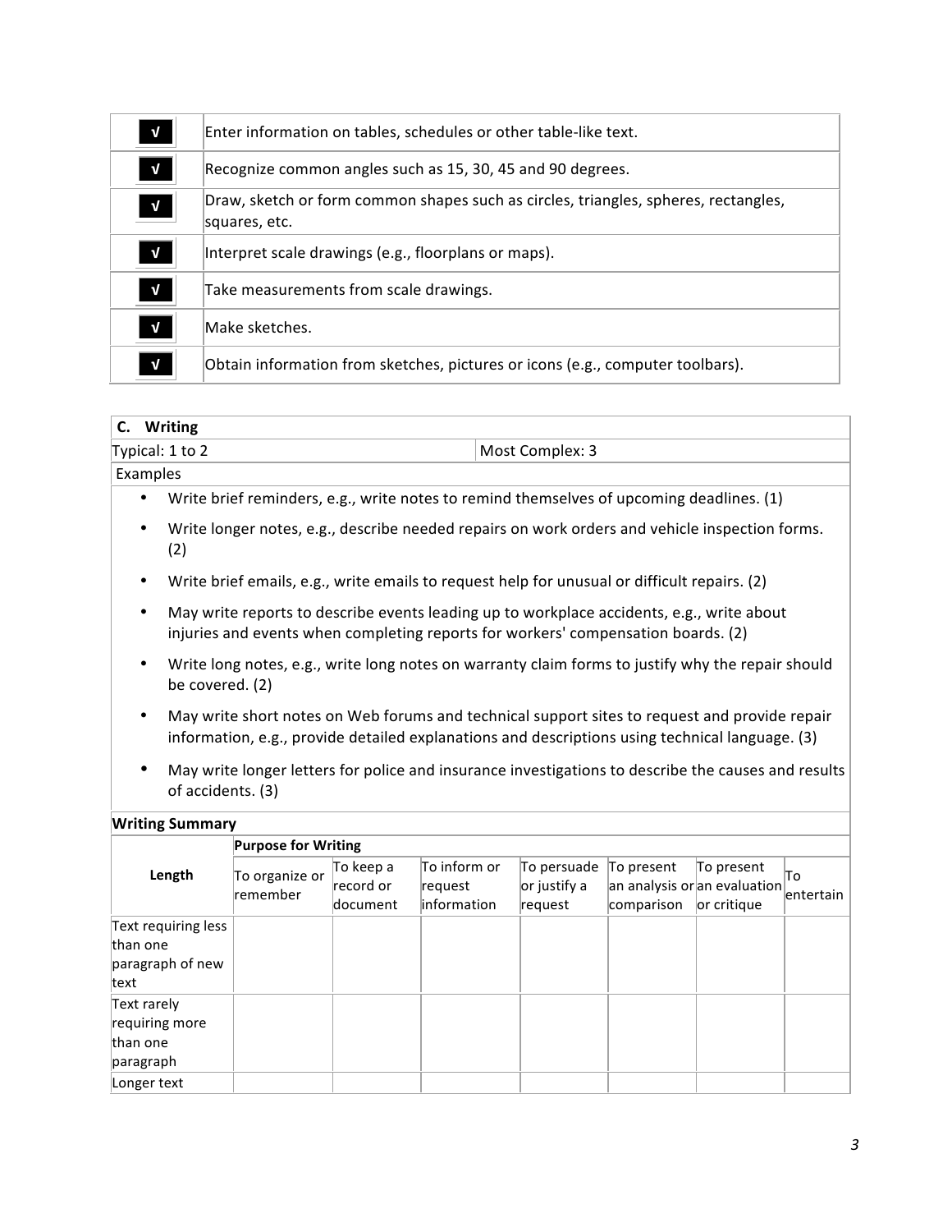| | |
|---|---|
| √ | Enter information on tables, schedules or other table-like text. |
| √ | Recognize common angles such as 15, 30, 45 and 90 degrees. |
| √ | Draw, sketch or form common shapes such as circles, triangles, spheres, rectangles, squares, etc. |
| √ | Interpret scale drawings (e.g., floorplans or maps). |
| √ | Take measurements from scale drawings. |
| √ | Make sketches. |
| √ | Obtain information from sketches, pictures or icons (e.g., computer toolbars). |

## C. Writing

| Typical: 1 to 2 | Most Complex: 3 |
|---|---|

Examples

- Write brief reminders, e.g., write notes to remind themselves of upcoming deadlines. (1)
- Write longer notes, e.g., describe needed repairs on work orders and vehicle inspection forms. (2)
- Write brief emails, e.g., write emails to request help for unusual or difficult repairs. (2)
- May write reports to describe events leading up to workplace accidents, e.g., write about injuries and events when completing reports for workers' compensation boards. (2)
- Write long notes, e.g., write long notes on warranty claim forms to justify why the repair should be covered. (2)
- May write short notes on Web forums and technical support sites to request and provide repair information, e.g., provide detailed explanations and descriptions using technical language. (3)
- May write longer letters for police and insurance investigations to describe the causes and results of accidents. (3)

**Writing Summary**

| Length | Purpose for Writing | | | | | | |
|---|---|---|---|---|---|---|---|
| | To organize or remember | To keep a record or document | To inform or request information | To persuade or justify a request | To present an analysis or comparison | To present an evaluation or critique | To entertain |
| Text requiring less than one paragraph of new text | | | | | | | |
| Text rarely requiring more than one paragraph | | | | | | | |
| Longer text | | | | | | | |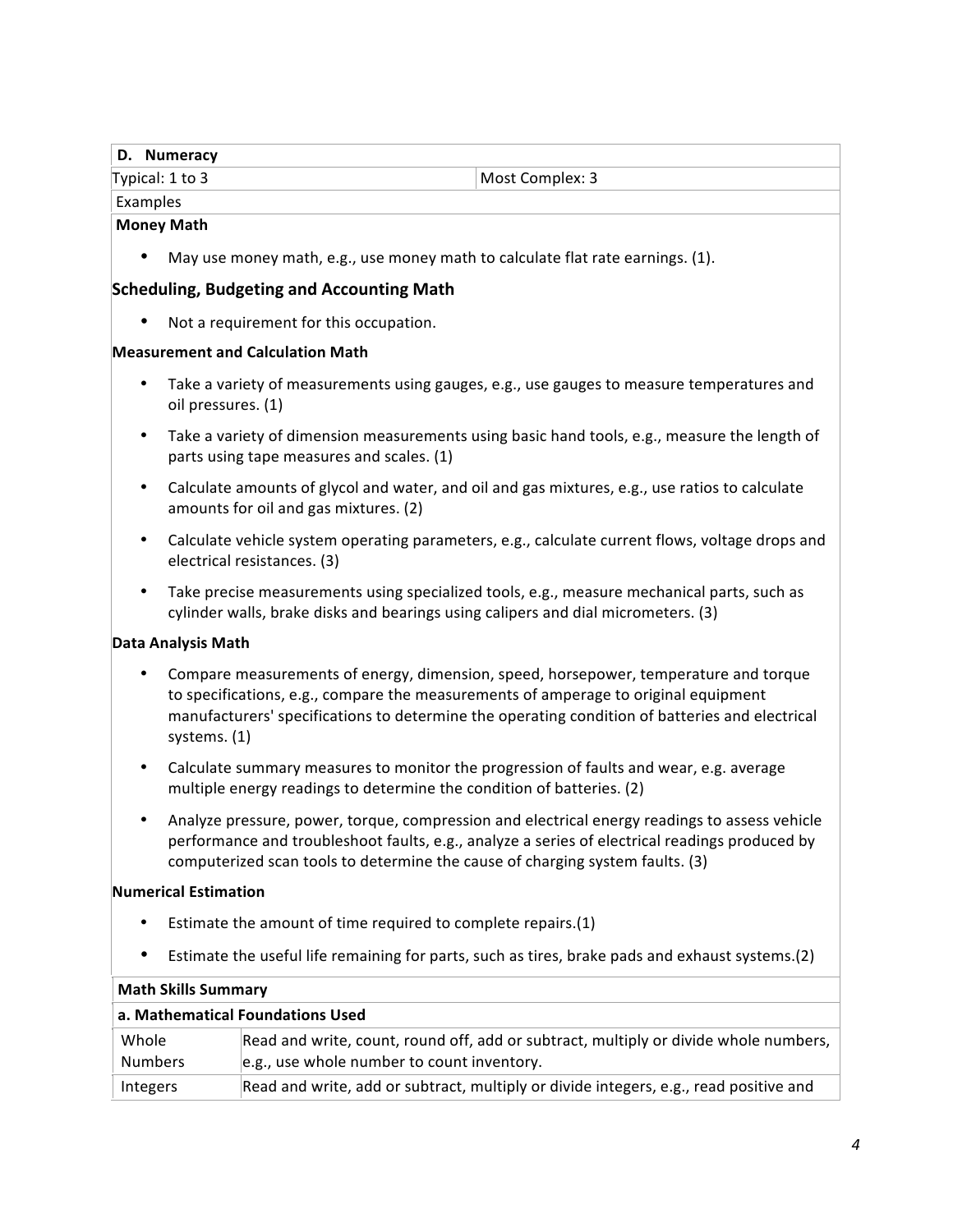| D. Numeracy | |
|---|---|
| Typical: 1 to 3 | Most Complex: 3 |
| Examples | |

**Money Math**

- May use money math, e.g., use money math to calculate flat rate earnings. (1).

**Scheduling, Budgeting and Accounting Math**

- Not a requirement for this occupation.

**Measurement and Calculation Math**

- Take a variety of measurements using gauges, e.g., use gauges to measure temperatures and oil pressures. (1)
- Take a variety of dimension measurements using basic hand tools, e.g., measure the length of parts using tape measures and scales. (1)
- Calculate amounts of glycol and water, and oil and gas mixtures, e.g., use ratios to calculate amounts for oil and gas mixtures. (2)
- Calculate vehicle system operating parameters, e.g., calculate current flows, voltage drops and electrical resistances. (3)
- Take precise measurements using specialized tools, e.g., measure mechanical parts, such as cylinder walls, brake disks and bearings using calipers and dial micrometers. (3)

**Data Analysis Math**

- Compare measurements of energy, dimension, speed, horsepower, temperature and torque to specifications, e.g., compare the measurements of amperage to original equipment manufacturers' specifications to determine the operating condition of batteries and electrical systems. (1)
- Calculate summary measures to monitor the progression of faults and wear, e.g. average multiple energy readings to determine the condition of batteries. (2)
- Analyze pressure, power, torque, compression and electrical energy readings to assess vehicle performance and troubleshoot faults, e.g., analyze a series of electrical readings produced by computerized scan tools to determine the cause of charging system faults. (3)

**Numerical Estimation**

- Estimate the amount of time required to complete repairs.(1)
- Estimate the useful life remaining for parts, such as tires, brake pads and exhaust systems.(2)

| Math Skills Summary | |
|---|---|
| **a. Mathematical Foundations Used** | |
| Whole Numbers | Read and write, count, round off, add or subtract, multiply or divide whole numbers, e.g., use whole number to count inventory. |
| Integers | Read and write, add or subtract, multiply or divide integers, e.g., read positive and |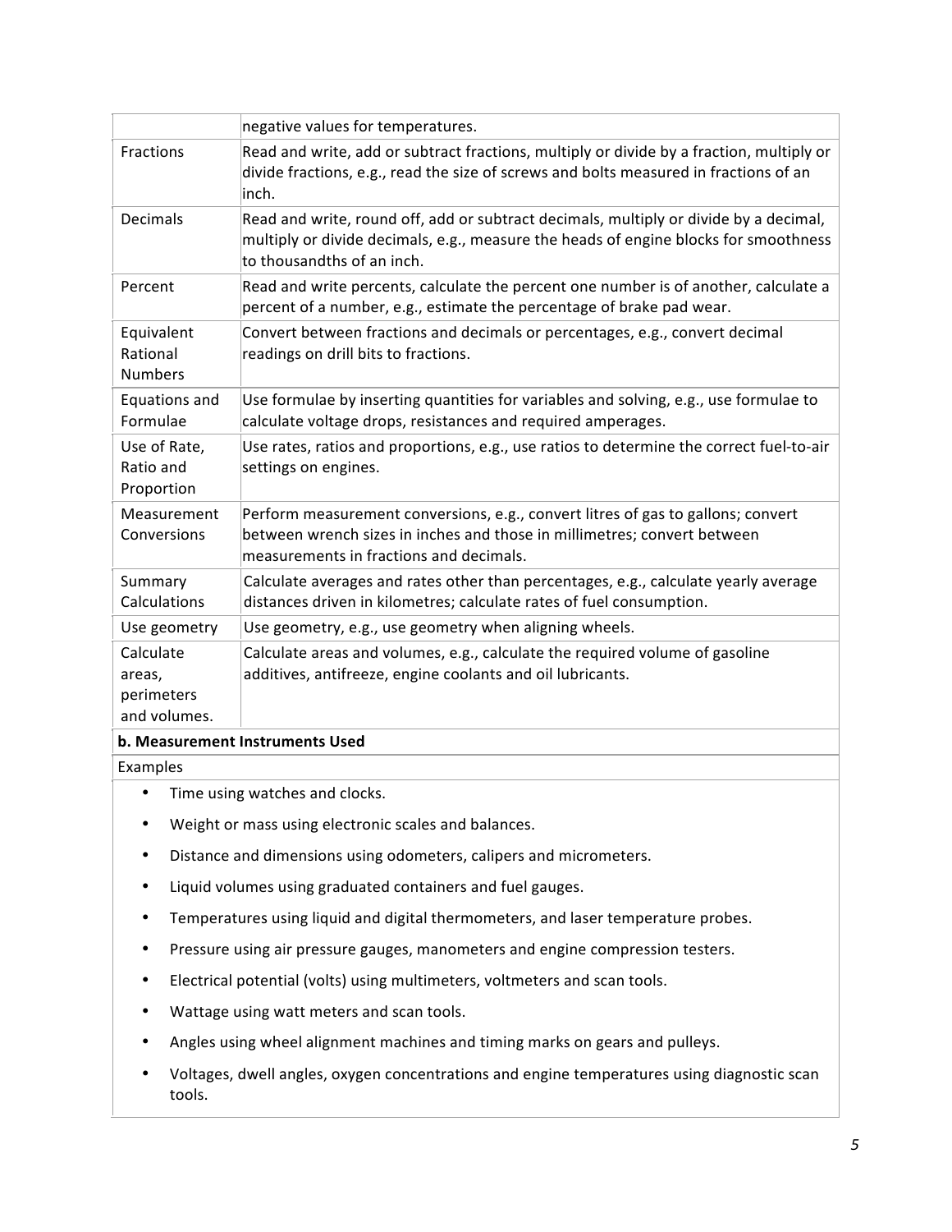| | |
|---|---|
| | negative values for temperatures. |
| Fractions | Read and write, add or subtract fractions, multiply or divide by a fraction, multiply or divide fractions, e.g., read the size of screws and bolts measured in fractions of an inch. |
| Decimals | Read and write, round off, add or subtract decimals, multiply or divide by a decimal, multiply or divide decimals, e.g., measure the heads of engine blocks for smoothness to thousandths of an inch. |
| Percent | Read and write percents, calculate the percent one number is of another, calculate a percent of a number, e.g., estimate the percentage of brake pad wear. |
| Equivalent Rational Numbers | Convert between fractions and decimals or percentages, e.g., convert decimal readings on drill bits to fractions. |
| Equations and Formulae | Use formulae by inserting quantities for variables and solving, e.g., use formulae to calculate voltage drops, resistances and required amperages. |
| Use of Rate, Ratio and Proportion | Use rates, ratios and proportions, e.g., use ratios to determine the correct fuel-to-air settings on engines. |
| Measurement Conversions | Perform measurement conversions, e.g., convert litres of gas to gallons; convert between wrench sizes in inches and those in millimetres; convert between measurements in fractions and decimals. |
| Summary Calculations | Calculate averages and rates other than percentages, e.g., calculate yearly average distances driven in kilometres; calculate rates of fuel consumption. |
| Use geometry | Use geometry, e.g., use geometry when aligning wheels. |
| Calculate areas, perimeters and volumes. | Calculate areas and volumes, e.g., calculate the required volume of gasoline additives, antifreeze, engine coolants and oil lubricants. |

**b. Measurement Instruments Used**

Examples

- Time using watches and clocks.
- Weight or mass using electronic scales and balances.
- Distance and dimensions using odometers, calipers and micrometers.
- Liquid volumes using graduated containers and fuel gauges.
- Temperatures using liquid and digital thermometers, and laser temperature probes.
- Pressure using air pressure gauges, manometers and engine compression testers.
- Electrical potential (volts) using multimeters, voltmeters and scan tools.
- Wattage using watt meters and scan tools.
- Angles using wheel alignment machines and timing marks on gears and pulleys.
- Voltages, dwell angles, oxygen concentrations and engine temperatures using diagnostic scan tools.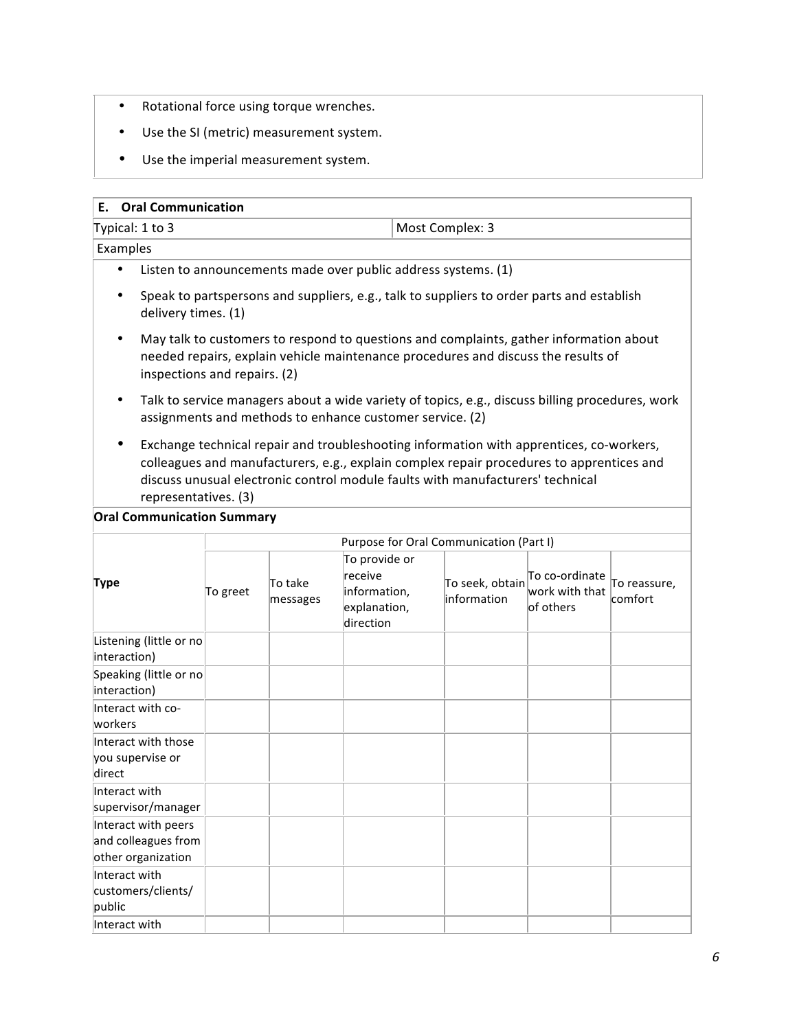- Rotational force using torque wrenches.
- Use the SI (metric) measurement system.
- Use the imperial measurement system.

| **E. Oral Communication** | |
|---|---|
| Typical: 1 to 3 | Most Complex: 3 |

Examples

- Listen to announcements made over public address systems. (1)
- Speak to partspersons and suppliers, e.g., talk to suppliers to order parts and establish delivery times. (1)
- May talk to customers to respond to questions and complaints, gather information about needed repairs, explain vehicle maintenance procedures and discuss the results of inspections and repairs. (2)
- Talk to service managers about a wide variety of topics, e.g., discuss billing procedures, work assignments and methods to enhance customer service. (2)
- Exchange technical repair and troubleshooting information with apprentices, co-workers, colleagues and manufacturers, e.g., explain complex repair procedures to apprentices and discuss unusual electronic control module faults with manufacturers' technical representatives. (3)

**Oral Communication Summary**

| **Type** | Purpose for Oral Communication (Part I) | | | | | |
|---|---|---|---|---|---|---|
| | To greet | To take messages | To provide or receive information, explanation, direction | To seek, obtain information | To co-ordinate work with that of others | To reassure, comfort |
| Listening (little or no interaction) | | | | | | |
| Speaking (little or no interaction) | | | | | | |
| Interact with co-workers | | | | | | |
| Interact with those you supervise or direct | | | | | | |
| Interact with supervisor/manager | | | | | | |
| Interact with peers and colleagues from other organization | | | | | | |
| Interact with customers/clients/ public | | | | | | |
| Interact with | | | | | | |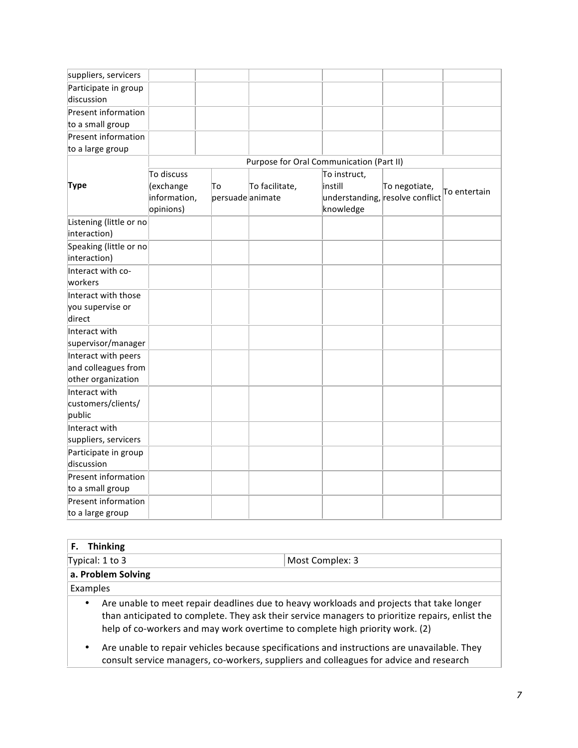| | | | | | | |
|---|---|---|---|---|---|---|
| suppliers, servicers | | | | | | |
| Participate in group discussion | | | | | | |
| Present information to a small group | | | | | | |
| Present information to a large group | | | | | | |

| Type | Purpose for Oral Communication (Part II) | | | | | |
|---|---|---|---|---|---|---|
| | To discuss (exchange information, opinions) | To persuade | To facilitate, animate | To instruct, instill understanding, knowledge | To negotiate, resolve conflict | To entertain |
| Listening (little or no interaction) | | | | | | |
| Speaking (little or no interaction) | | | | | | |
| Interact with co-workers | | | | | | |
| Interact with those you supervise or direct | | | | | | |
| Interact with supervisor/manager | | | | | | |
| Interact with peers and colleagues from other organization | | | | | | |
| Interact with customers/clients/ public | | | | | | |
| Interact with suppliers, servicers | | | | | | |
| Participate in group discussion | | | | | | |
| Present information to a small group | | | | | | |
| Present information to a large group | | | | | | |

| **F. Thinking** | |
|---|---|
| Typical: 1 to 3 | Most Complex: 3 |

**a. Problem Solving**

Examples

- Are unable to meet repair deadlines due to heavy workloads and projects that take longer than anticipated to complete. They ask their service managers to prioritize repairs, enlist the help of co-workers and may work overtime to complete high priority work. (2)
- Are unable to repair vehicles because specifications and instructions are unavailable. They consult service managers, co-workers, suppliers and colleagues for advice and research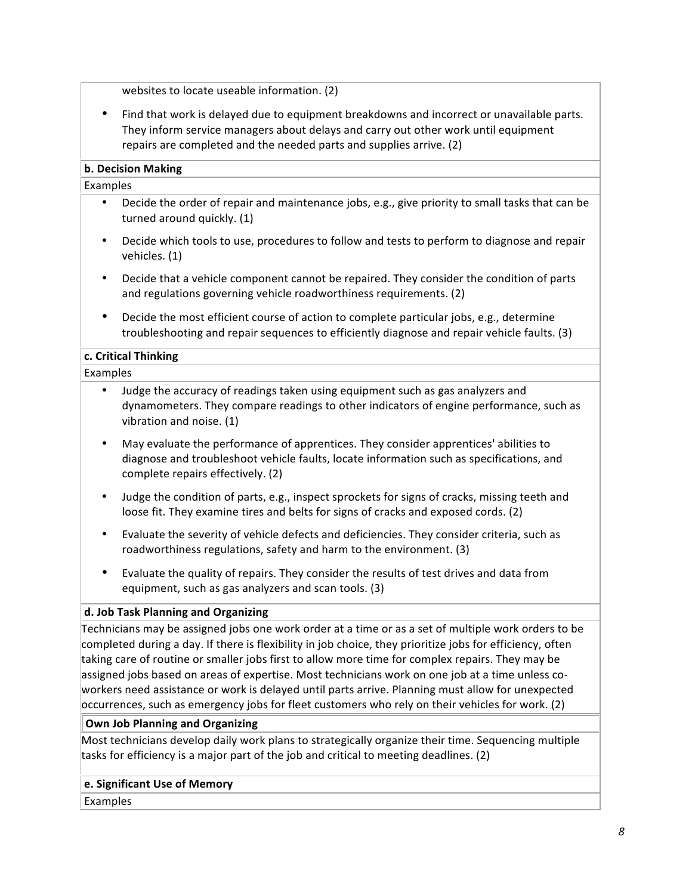websites to locate useable information. (2)

- Find that work is delayed due to equipment breakdowns and incorrect or unavailable parts. They inform service managers about delays and carry out other work until equipment repairs are completed and the needed parts and supplies arrive. (2)

**b. Decision Making**

Examples

- Decide the order of repair and maintenance jobs, e.g., give priority to small tasks that can be turned around quickly. (1)
- Decide which tools to use, procedures to follow and tests to perform to diagnose and repair vehicles. (1)
- Decide that a vehicle component cannot be repaired. They consider the condition of parts and regulations governing vehicle roadworthiness requirements. (2)
- Decide the most efficient course of action to complete particular jobs, e.g., determine troubleshooting and repair sequences to efficiently diagnose and repair vehicle faults. (3)

**c. Critical Thinking**

Examples

- Judge the accuracy of readings taken using equipment such as gas analyzers and dynamometers. They compare readings to other indicators of engine performance, such as vibration and noise. (1)
- May evaluate the performance of apprentices. They consider apprentices' abilities to diagnose and troubleshoot vehicle faults, locate information such as specifications, and complete repairs effectively. (2)
- Judge the condition of parts, e.g., inspect sprockets for signs of cracks, missing teeth and loose fit. They examine tires and belts for signs of cracks and exposed cords. (2)
- Evaluate the severity of vehicle defects and deficiencies. They consider criteria, such as roadworthiness regulations, safety and harm to the environment. (3)
- Evaluate the quality of repairs. They consider the results of test drives and data from equipment, such as gas analyzers and scan tools. (3)

**d. Job Task Planning and Organizing**

Technicians may be assigned jobs one work order at a time or as a set of multiple work orders to be completed during a day. If there is flexibility in job choice, they prioritize jobs for efficiency, often taking care of routine or smaller jobs first to allow more time for complex repairs. They may be assigned jobs based on areas of expertise. Most technicians work on one job at a time unless co-workers need assistance or work is delayed until parts arrive. Planning must allow for unexpected occurrences, such as emergency jobs for fleet customers who rely on their vehicles for work. (2)

**Own Job Planning and Organizing**

Most technicians develop daily work plans to strategically organize their time. Sequencing multiple tasks for efficiency is a major part of the job and critical to meeting deadlines. (2)

**e. Significant Use of Memory**

Examples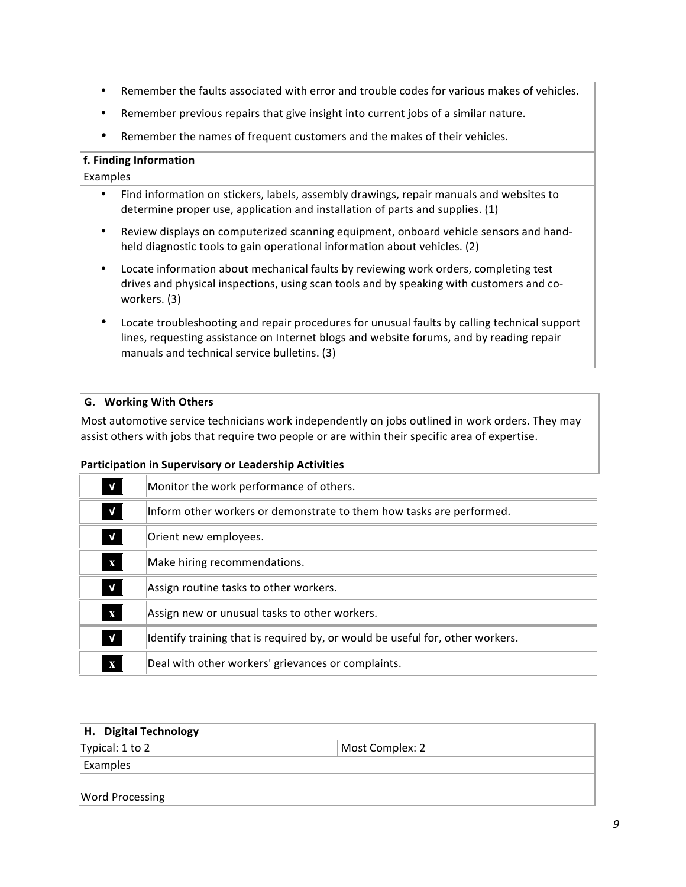- Remember the faults associated with error and trouble codes for various makes of vehicles.
- Remember previous repairs that give insight into current jobs of a similar nature.
- Remember the names of frequent customers and the makes of their vehicles.

**f. Finding Information**

Examples

- Find information on stickers, labels, assembly drawings, repair manuals and websites to determine proper use, application and installation of parts and supplies. (1)
- Review displays on computerized scanning equipment, onboard vehicle sensors and hand-held diagnostic tools to gain operational information about vehicles. (2)
- Locate information about mechanical faults by reviewing work orders, completing test drives and physical inspections, using scan tools and by speaking with customers and co-workers. (3)
- Locate troubleshooting and repair procedures for unusual faults by calling technical support lines, requesting assistance on Internet blogs and website forums, and by reading repair manuals and technical service bulletins. (3)

## G. Working With Others

Most automotive service technicians work independently on jobs outlined in work orders. They may assist others with jobs that require two people or are within their specific area of expertise.

**Participation in Supervisory or Leadership Activities**

| | |
|---|---|
| √ | Monitor the work performance of others. |
| √ | Inform other workers or demonstrate to them how tasks are performed. |
| √ | Orient new employees. |
| x | Make hiring recommendations. |
| √ | Assign routine tasks to other workers. |
| x | Assign new or unusual tasks to other workers. |
| √ | Identify training that is required by, or would be useful for, other workers. |
| x | Deal with other workers' grievances or complaints. |

## H. Digital Technology

| Typical: 1 to 2 | Most Complex: 2 |
|---|---|

Examples

Word Processing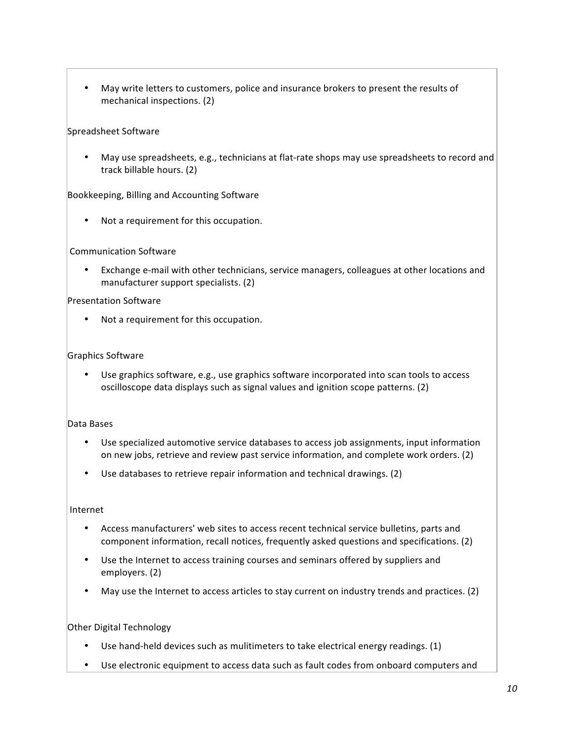- May write letters to customers, police and insurance brokers to present the results of mechanical inspections. (2)

Spreadsheet Software

- May use spreadsheets, e.g., technicians at flat-rate shops may use spreadsheets to record and track billable hours. (2)

Bookkeeping, Billing and Accounting Software

- Not a requirement for this occupation.

Communication Software

- Exchange e-mail with other technicians, service managers, colleagues at other locations and manufacturer support specialists. (2)

Presentation Software

- Not a requirement for this occupation.

Graphics Software

- Use graphics software, e.g., use graphics software incorporated into scan tools to access oscilloscope data displays such as signal values and ignition scope patterns. (2)

Data Bases

- Use specialized automotive service databases to access job assignments, input information on new jobs, retrieve and review past service information, and complete work orders. (2)
- Use databases to retrieve repair information and technical drawings. (2)

Internet

- Access manufacturers' web sites to access recent technical service bulletins, parts and component information, recall notices, frequently asked questions and specifications. (2)
- Use the Internet to access training courses and seminars offered by suppliers and employers. (2)
- May use the Internet to access articles to stay current on industry trends and practices. (2)

Other Digital Technology

- Use hand-held devices such as mulitimeters to take electrical energy readings. (1)
- Use electronic equipment to access data such as fault codes from onboard computers and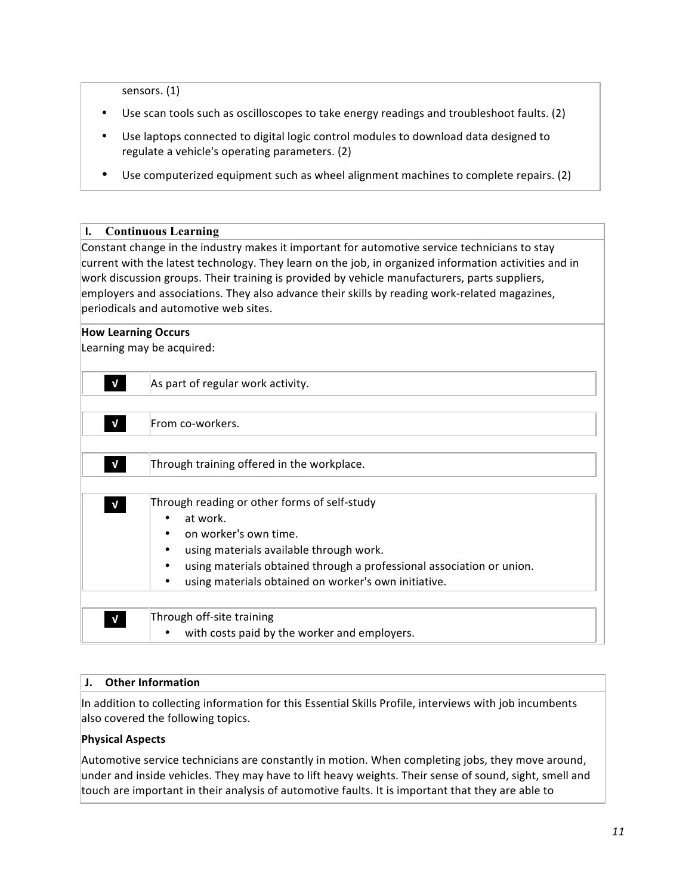sensors. (1)

- Use scan tools such as oscilloscopes to take energy readings and troubleshoot faults. (2)
- Use laptops connected to digital logic control modules to download data designed to regulate a vehicle's operating parameters. (2)
- Use computerized equipment such as wheel alignment machines to complete repairs. (2)

## I. Continuous Learning

Constant change in the industry makes it important for automotive service technicians to stay current with the latest technology. They learn on the job, in organized information activities and in work discussion groups. Their training is provided by vehicle manufacturers, parts suppliers, employers and associations. They also advance their skills by reading work-related magazines, periodicals and automotive web sites.

**How Learning Occurs**

Learning may be acquired:

| | |
|---|---|
| √ | As part of regular work activity. |
| √ | From co-workers. |
| √ | Through training offered in the workplace. |
| √ | Through reading or other forms of self-study<br>• at work.<br>• on worker's own time.<br>• using materials available through work.<br>• using materials obtained through a professional association or union.<br>• using materials obtained on worker's own initiative. |
| √ | Through off-site training<br>• with costs paid by the worker and employers. |

## J. Other Information

In addition to collecting information for this Essential Skills Profile, interviews with job incumbents also covered the following topics.

**Physical Aspects**

Automotive service technicians are constantly in motion. When completing jobs, they move around, under and inside vehicles. They may have to lift heavy weights. Their sense of sound, sight, smell and touch are important in their analysis of automotive faults. It is important that they are able to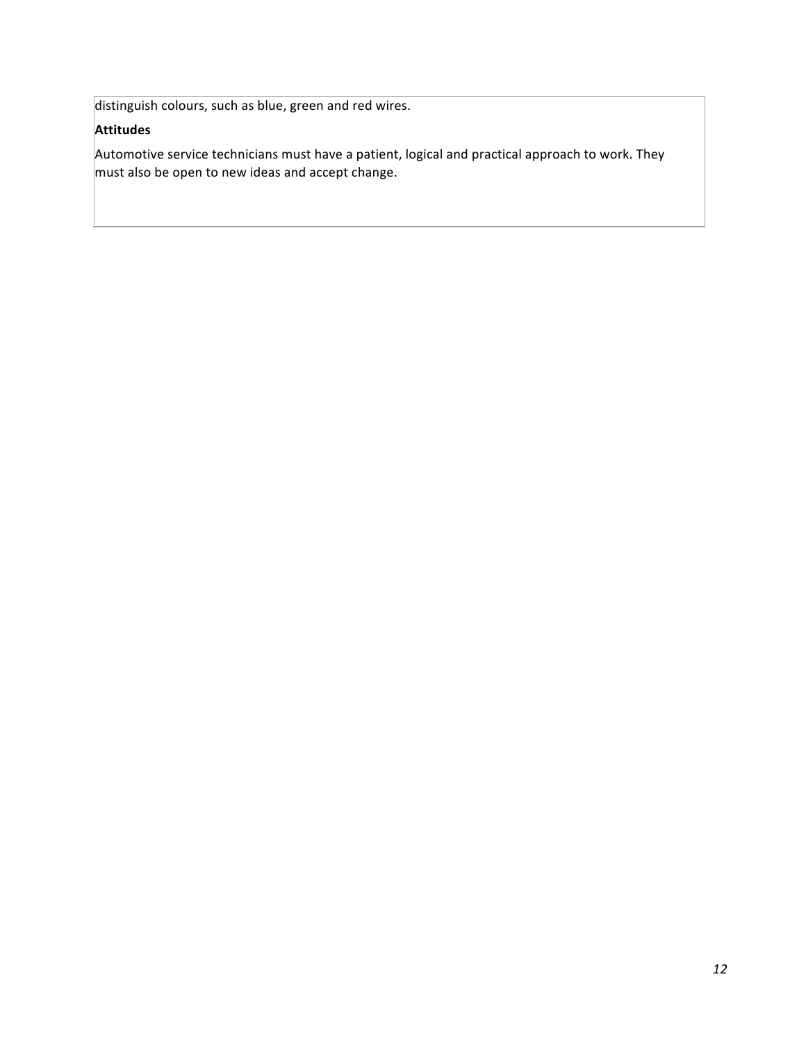distinguish colours, such as blue, green and red wires.

**Attitudes**

Automotive service technicians must have a patient, logical and practical approach to work. They must also be open to new ideas and accept change.